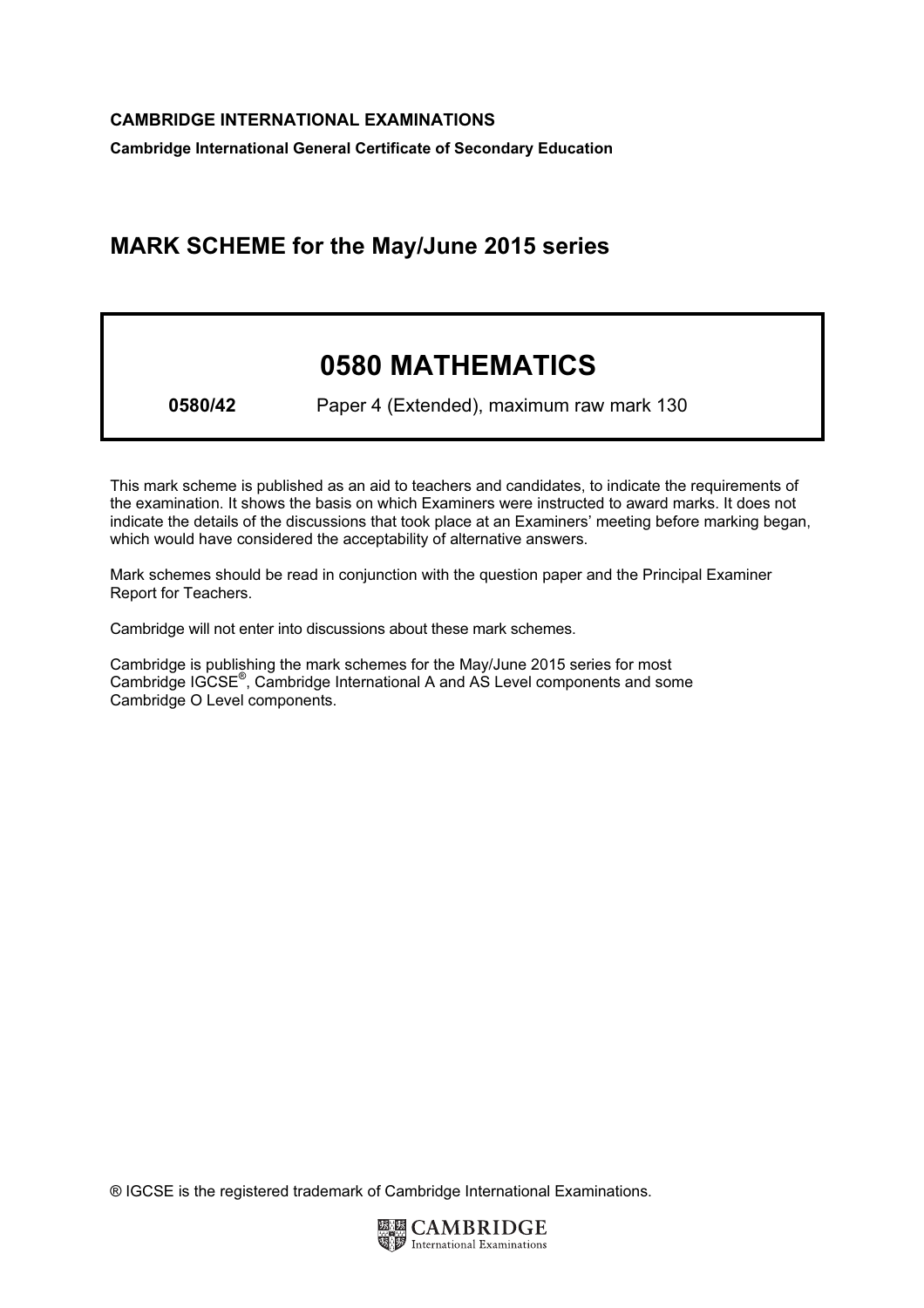**CAMBRIDGE INTERNATIONAL EXAMINATIONS**

**Cambridge International General Certificate of Secondary Education**

## MARK SCHEME for the May/June 2015 series

# 0580 MATHEMATICS

**0580/42** Paper 4 (Extended), maximum raw mark 130

This mark scheme is published as an aid to teachers and candidates, to indicate the requirements of the examination. It shows the basis on which Examiners were instructed to award marks. It does not indicate the details of the discussions that took place at an Examiners' meeting before marking began, which would have considered the acceptability of alternative answers.

Mark schemes should be read in conjunction with the question paper and the Principal Examiner Report for Teachers.

Cambridge will not enter into discussions about these mark schemes.

Cambridge is publishing the mark schemes for the May/June 2015 series for most Cambridge IGCSE®, Cambridge International A and AS Level components and some Cambridge O Level components.

® IGCSE is the registered trademark of Cambridge International Examinations.

CAMBRIDGE International Examinations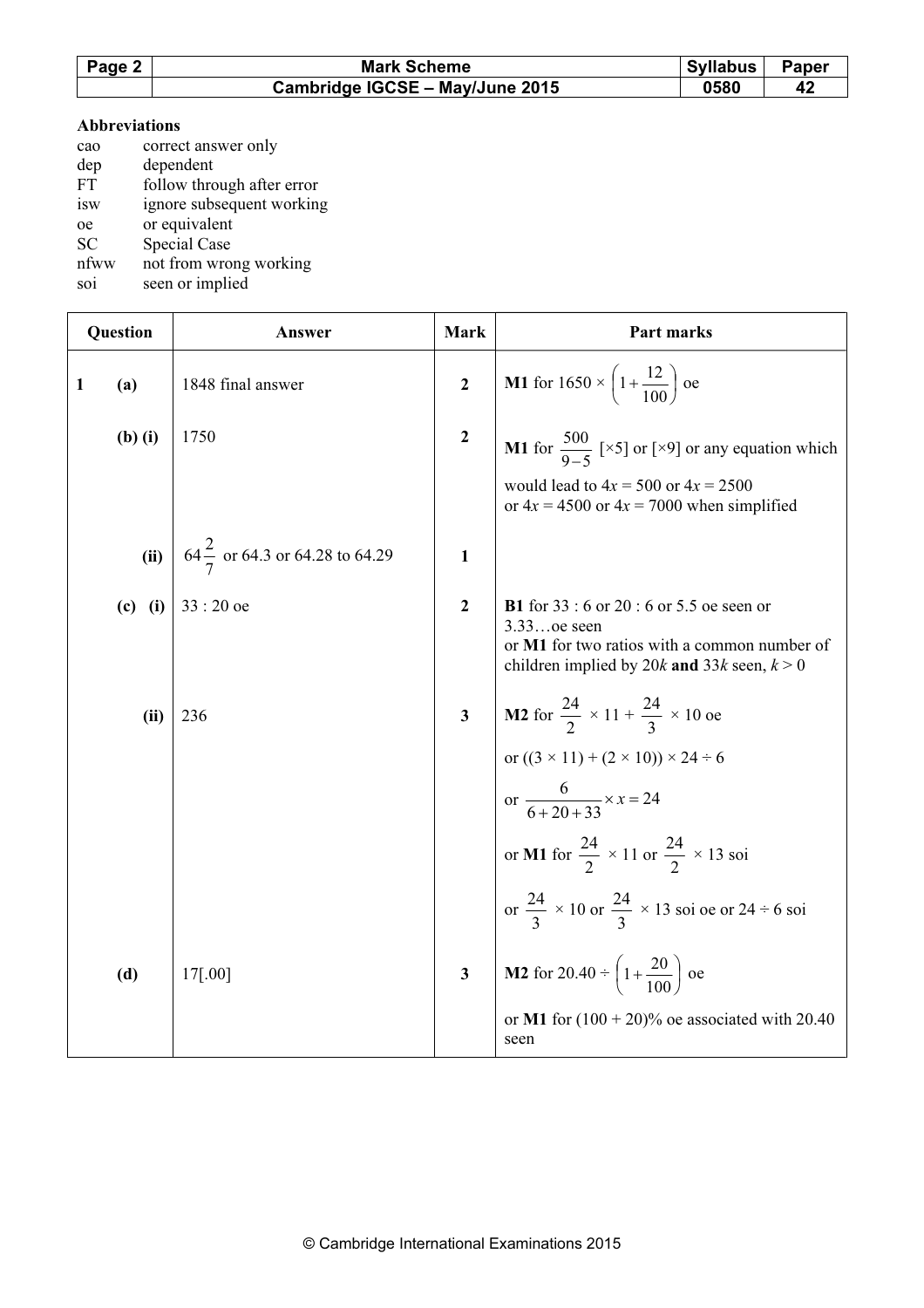**Abbreviations**

| | |
|---|---|
| cao | correct answer only |
| dep | dependent |
| FT | follow through after error |
| isw | ignore subsequent working |
| oe | or equivalent |
| SC | Special Case |
| nfww | not from wrong working |
| soi | seen or implied |

| Question | | Answer | Mark | Part marks |
|---|---|---|---|---|
| **1** | **(a)** | 1848 final answer | **2** | **M1** for $1650 \times \left(1 + \frac{12}{100}\right)$ oe |
| | **(b) (i)** | 1750 | **2** | **M1** for $\frac{500}{9-5}$ [×5] or [×9] or any equation which would lead to $4x = 500$ or $4x = 2500$ or $4x = 4500$ or $4x = 7000$ when simplified |
| | **(ii)** | $64\frac{2}{7}$ or 64.3 or 64.28 to 64.29 | **1** | |
| | **(c) (i)** | 33 : 20 oe | **2** | **B1** for 33 : 6 or 20 : 6 or 5.5 oe seen or 3.33…oe seen<br>or **M1** for two ratios with a common number of children implied by $20k$ **and** $33k$ seen, $k > 0$ |
| | **(ii)** | 236 | **3** | **M2** for $\frac{24}{2} \times 11 + \frac{24}{3} \times 10$ oe<br>or $((3 \times 11) + (2 \times 10)) \times 24 \div 6$<br>or $\frac{6}{6+20+33} \times x = 24$<br>or **M1** for $\frac{24}{2} \times 11$ or $\frac{24}{2} \times 13$ soi<br>or $\frac{24}{3} \times 10$ or $\frac{24}{3} \times 13$ soi oe or $24 \div 6$ soi |
| | **(d)** | 17[.00] | **3** | **M2** for $20.40 \div \left(1 + \frac{20}{100}\right)$ oe<br>or **M1** for (100 + 20)% oe associated with 20.40 seen |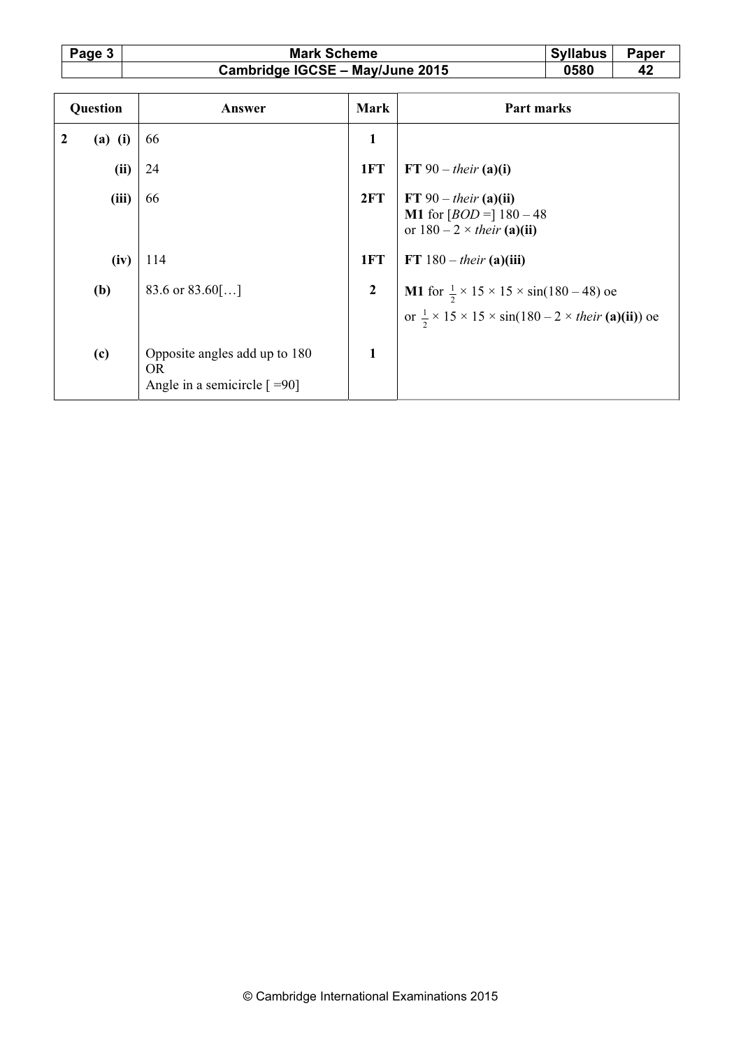| Question | | Answer | Mark | Part marks |
|---|---|---|---|---|
| 2 | (a) (i) | 66 | 1 | |
| | (ii) | 24 | 1FT | **FT** 90 – *their* **(a)(i)** |
| | (iii) | 66 | 2FT | **FT** 90 – *their* **(a)(ii)**<br>**M1** for [*BOD* =] 180 – 48<br>or 180 – 2 × *their* **(a)(ii)** |
| | (iv) | 114 | 1FT | **FT** 180 – *their* **(a)(iii)** |
| | (b) | 83.6 or 83.60[…] | 2 | **M1** for $\frac{1}{2}$ × 15 × 15 × sin(180 – 48) oe<br>or $\frac{1}{2}$ × 15 × 15 × sin(180 – 2 × *their* **(a)(ii)**) oe |
| | (c) | Opposite angles add up to 180<br>OR<br>Angle in a semicircle [ =90] | 1 | |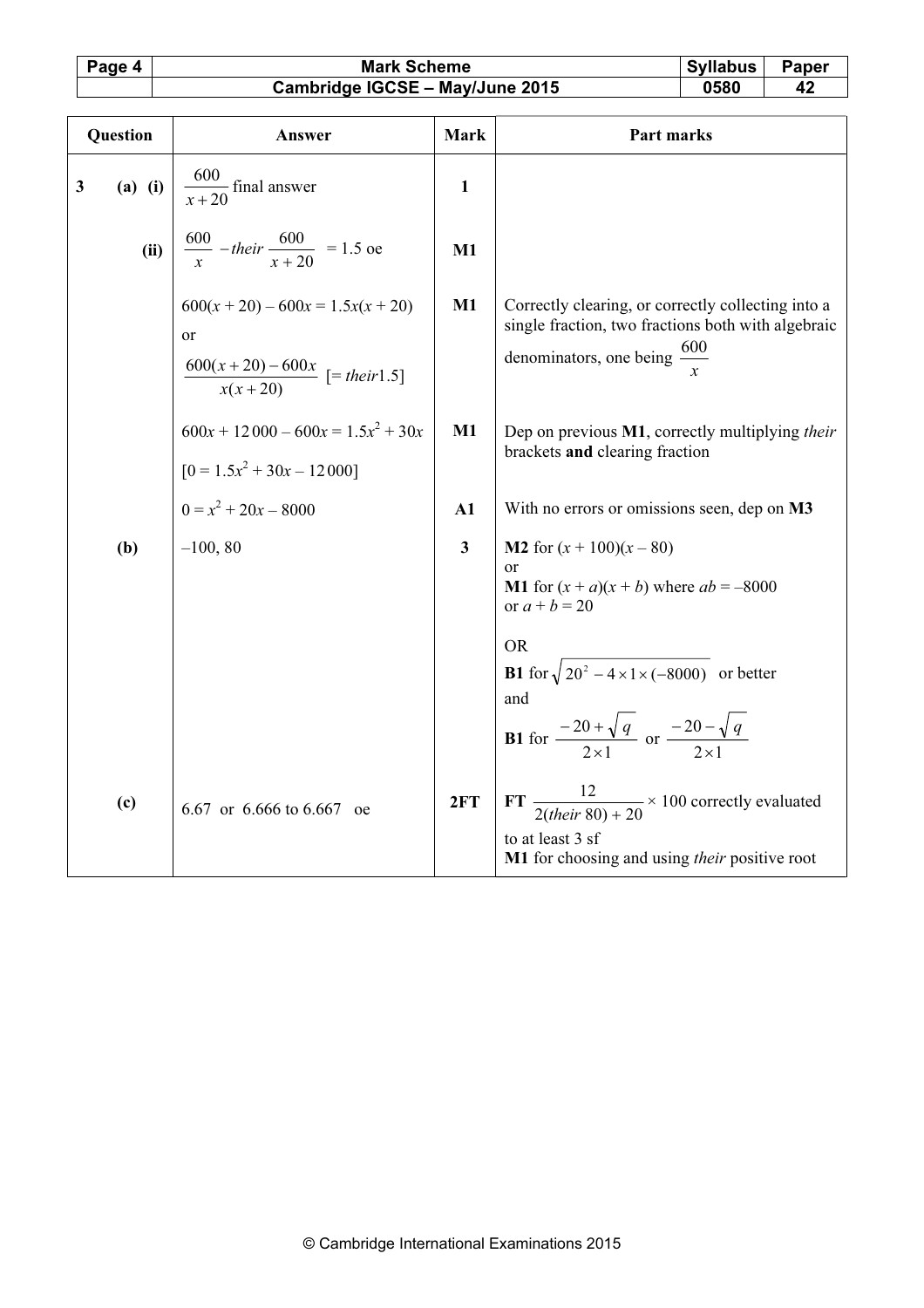| Question | Answer | Mark | Part marks |
|---|---|---|---|
| 3 (a) (i) | $\frac{600}{x+20}$ final answer | 1 | |
| (ii) | $\frac{600}{x} - \textit{their}\ \frac{600}{x+20} = 1.5$ oe | M1 | |
| | $600(x + 20) - 600x = 1.5x(x + 20)$ or $\frac{600(x+20)-600x}{x(x+20)}$ [= *their*1.5] | M1 | Correctly clearing, or correctly collecting into a single fraction, two fractions both with algebraic denominators, one being $\frac{600}{x}$ |
| | $600x + 12\,000 - 600x = 1.5x^2 + 30x$ [$0 = 1.5x^2 + 30x - 12\,000$] | M1 | Dep on previous **M1**, correctly multiplying *their* brackets **and** clearing fraction |
| | $0 = x^2 + 20x - 8000$ | A1 | With no errors or omissions seen, dep on **M3** |
| (b) | $-100$, $80$ | 3 | **M2** for $(x + 100)(x - 80)$ or **M1** for $(x + a)(x + b)$ where $ab = -8000$ or $a + b = 20$ <br> OR <br> **B1** for $\sqrt{20^2 - 4 \times 1 \times (-8000)}$ or better and **B1** for $\frac{-20+\sqrt{q}}{2\times1}$ or $\frac{-20-\sqrt{q}}{2\times1}$ |
| (c) | 6.67 or 6.666 to 6.667 oe | 2FT | **FT** $\frac{12}{2(\textit{their}\ 80)+20} \times 100$ correctly evaluated to at least 3 sf <br> **M1** for choosing and using *their* positive root |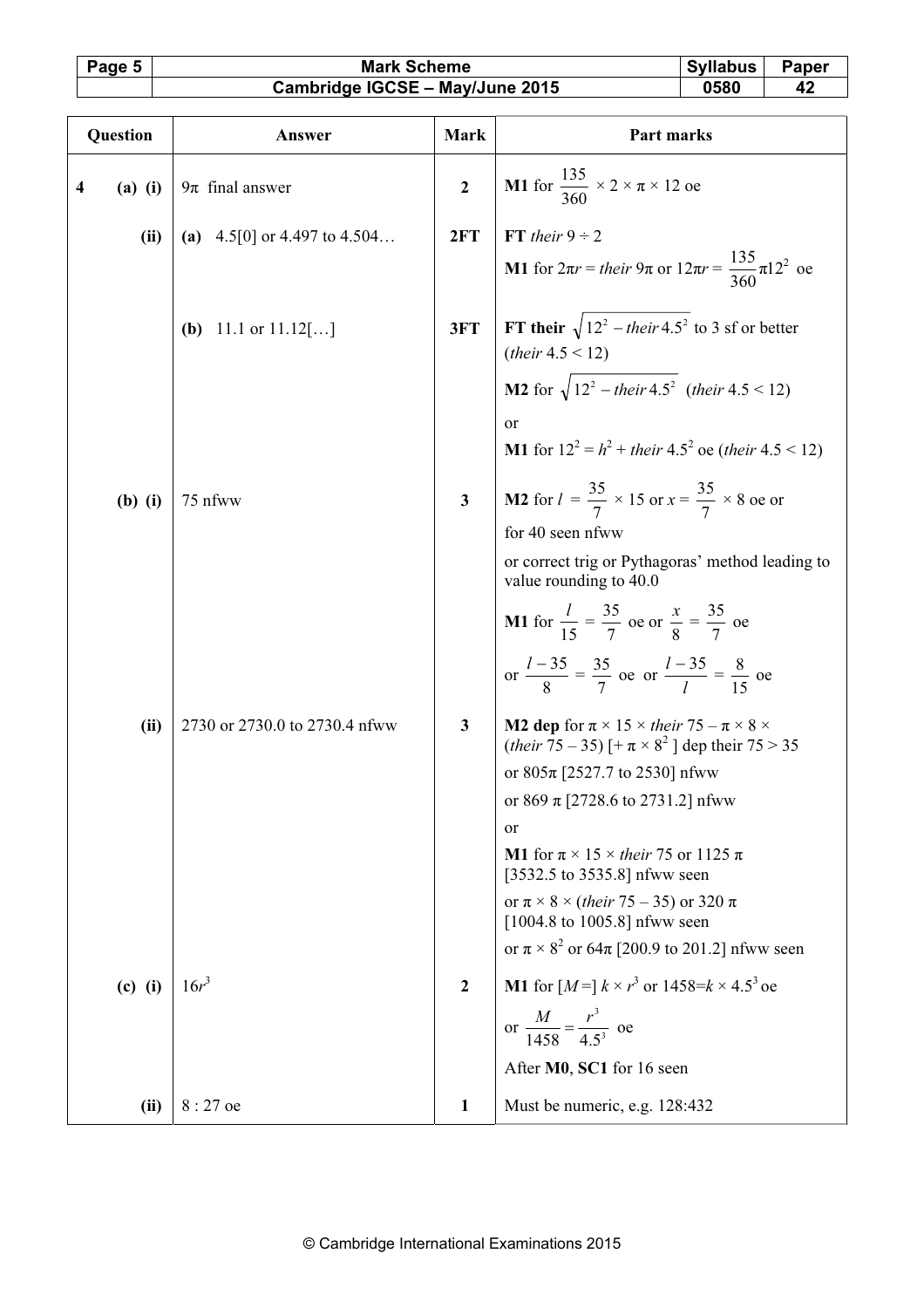| Question | Answer | Mark | Part marks |
|---|---|---|---|
| 4 (a) (i) | $9\pi$ final answer | 2 | **M1** for $\frac{135}{360} \times 2 \times \pi \times 12$ oe |
| (ii) | **(a)** 4.5[0] or 4.497 to 4.504… | 2FT | **FT** *their* $9 \div 2$<br>**M1** for $2\pi r =$ *their* $9\pi$ or $12\pi r = \frac{135}{360}\pi 12^2$ oe |
| | **(b)** 11.1 or 11.12[…] | 3FT | **FT their** $\sqrt{12^2 - their\,4.5^2}$ to 3 sf or better (*their* 4.5 < 12)<br>**M2** for $\sqrt{12^2 - their\,4.5^2}$ (*their* 4.5 < 12)<br>or<br>**M1** for $12^2 = h^2 +$ *their* $4.5^2$ oe (*their* 4.5 < 12) |
| (b) (i) | 75 nfww | 3 | **M2** for $l = \frac{35}{7} \times 15$ or $x = \frac{35}{7} \times 8$ oe or for 40 seen nfww<br>or correct trig or Pythagoras' method leading to value rounding to 40.0<br>**M1** for $\frac{l}{15} = \frac{35}{7}$ oe or $\frac{x}{8} = \frac{35}{7}$ oe<br>or $\frac{l-35}{8} = \frac{35}{7}$ oe or $\frac{l-35}{l} = \frac{8}{15}$ oe |
| (ii) | 2730 or 2730.0 to 2730.4 nfww | 3 | **M2 dep** for $\pi \times 15 \times$ *their* $75 - \pi \times 8 \times$ (*their* $75 - 35$) [$+ \pi \times 8^2$] dep their 75 > 35<br>or $805\pi$ [2527.7 to 2530] nfww<br>or $869\pi$ [2728.6 to 2731.2] nfww<br>or<br>**M1** for $\pi \times 15 \times$ *their* 75 or $1125\pi$ [3532.5 to 3535.8] nfww seen<br>or $\pi \times 8 \times$ (*their* $75 - 35$) or $320\pi$ [1004.8 to 1005.8] nfww seen<br>or $\pi \times 8^2$ or $64\pi$ [200.9 to 201.2] nfww seen |
| (c) (i) | $16r^3$ | 2 | **M1** for [$M =$] $k \times r^3$ or $1458 = k \times 4.5^3$ oe<br>or $\frac{M}{1458} = \frac{r^3}{4.5^3}$ oe<br>After **M0**, **SC1** for 16 seen |
| (ii) | 8 : 27 oe | 1 | Must be numeric, e.g. 128:432 |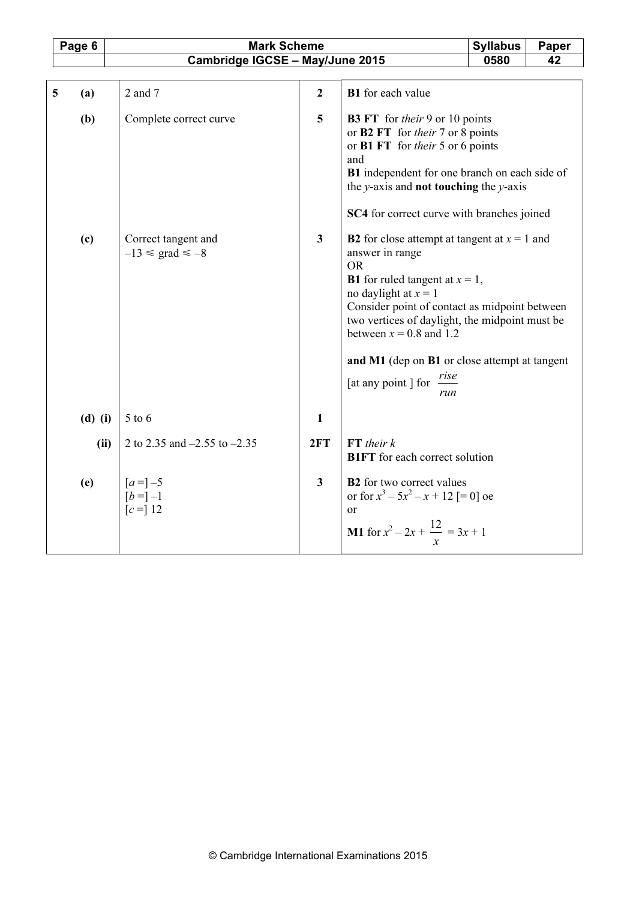| | | | | |
|---|---|---|---|---|
| 5 | (a) | 2 and 7 | 2 | **B1** for each value |
| | (b) | Complete correct curve | 5 | **B3 FT** for *their* 9 or 10 points<br>or **B2 FT** for *their* 7 or 8 points<br>or **B1 FT** for *their* 5 or 6 points<br>and<br>**B1** independent for one branch on each side of the $y$-axis and **not touching** the $y$-axis<br><br>**SC4** for correct curve with branches joined |
| | (c) | Correct tangent and<br>$-13 \leqslant$ grad $\leqslant -8$ | 3 | **B2** for close attempt at tangent at $x = 1$ and answer in range<br>OR<br>**B1** for ruled tangent at $x = 1$,<br>no daylight at $x = 1$<br>Consider point of contact as midpoint between two vertices of daylight, the midpoint must be between $x = 0.8$ and $1.2$<br><br>**and M1** (dep on **B1** or close attempt at tangent [at any point ] for $\frac{rise}{run}$ |
| | (d) (i) | 5 to 6 | 1 | |
| | (ii) | 2 to 2.35 and –2.55 to –2.35 | 2FT | **FT** *their k*<br>**B1FT** for each correct solution |
| | (e) | [$a$ =] –5<br>[$b$ =] –1<br>[$c$ =] 12 | 3 | **B2** for two correct values<br>or for $x^3 - 5x^2 - x + 12$ [= 0] oe<br>or<br>**M1** for $x^2 - 2x + \frac{12}{x} = 3x + 1$ |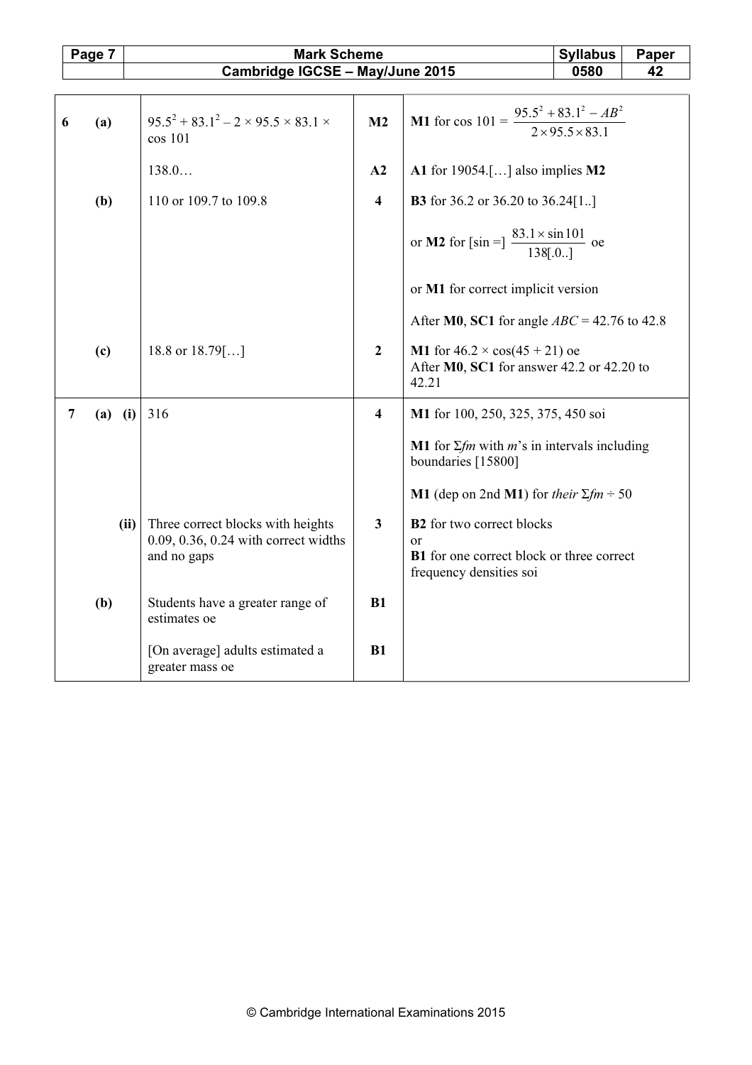| | | | | Mark | Part marks |
|---|---|---|---|---|---|
| 6 | (a) | | $95.5^2 + 83.1^2 - 2 \times 95.5 \times 83.1 \times \cos 101$ | M2 | **M1** for $\cos 101 = \dfrac{95.5^2 + 83.1^2 - AB^2}{2 \times 95.5 \times 83.1}$ |
| | | | 138.0… | A2 | **A1** for 19054.[…] also implies **M2** |
| | (b) | | 110 or 109.7 to 109.8 | 4 | **B3** for 36.2 or 36.20 to 36.24[1..]<br><br>or **M2** for [sin =] $\dfrac{83.1 \times \sin 101}{138[.0..]}$ oe<br><br>or **M1** for correct implicit version<br><br>After **M0**, **SC1** for angle $ABC$ = 42.76 to 42.8 |
| | (c) | | 18.8 or 18.79[…] | 2 | **M1** for $46.2 \times \cos(45 + 21)$ oe<br>After **M0**, **SC1** for answer 42.2 or 42.20 to 42.21 |
| 7 | (a) | (i) | 316 | 4 | **M1** for 100, 250, 325, 375, 450 soi<br><br>**M1** for $\Sigma fm$ with $m$'s in intervals including boundaries [15800]<br><br>**M1** (dep on 2nd **M1**) for *their* $\Sigma fm \div 50$ |
| | | (ii) | Three correct blocks with heights 0.09, 0.36, 0.24 with correct widths and no gaps | 3 | **B2** for two correct blocks<br>or<br>**B1** for one correct block or three correct frequency densities soi |
| | (b) | | Students have a greater range of estimates oe | B1 | |
| | | | [On average] adults estimated a greater mass oe | B1 | |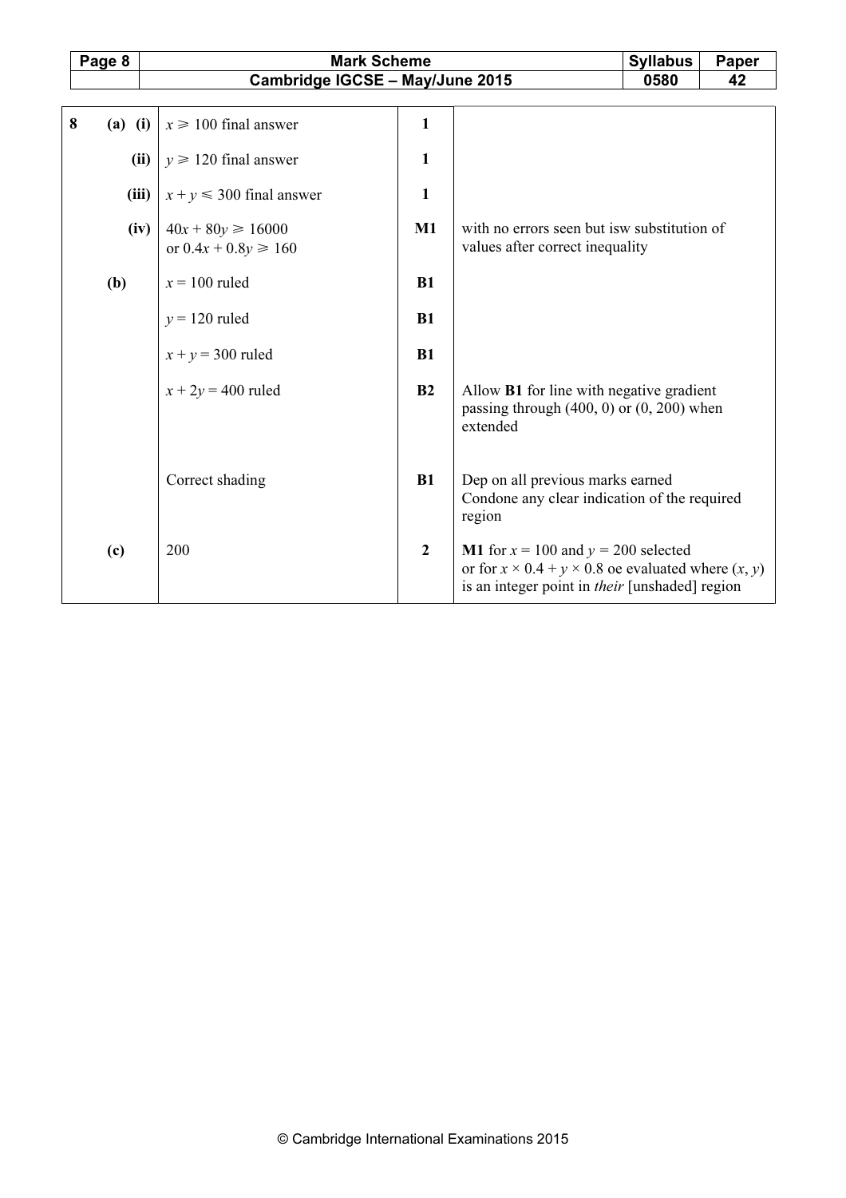| | | | | |
|---|---|---|---|---|
| 8 | (a) (i) | $x \geqslant 100$ final answer | 1 | |
| | (ii) | $y \geqslant 120$ final answer | 1 | |
| | (iii) | $x + y \leqslant 300$ final answer | 1 | |
| | (iv) | $40x + 80y \geqslant 16000$ or $0.4x + 0.8y \geqslant 160$ | M1 | with no errors seen but isw substitution of values after correct inequality |
| | (b) | $x = 100$ ruled | B1 | |
| | | $y = 120$ ruled | B1 | |
| | | $x + y = 300$ ruled | B1 | |
| | | $x + 2y = 400$ ruled | B2 | Allow **B1** for line with negative gradient passing through (400, 0) or (0, 200) when extended |
| | | Correct shading | B1 | Dep on all previous marks earned<br>Condone any clear indication of the required region |
| | (c) | 200 | 2 | **M1** for $x = 100$ and $y = 200$ selected<br>or for $x \times 0.4 + y \times 0.8$ oe evaluated where $(x, y)$ is an integer point in *their* [unshaded] region |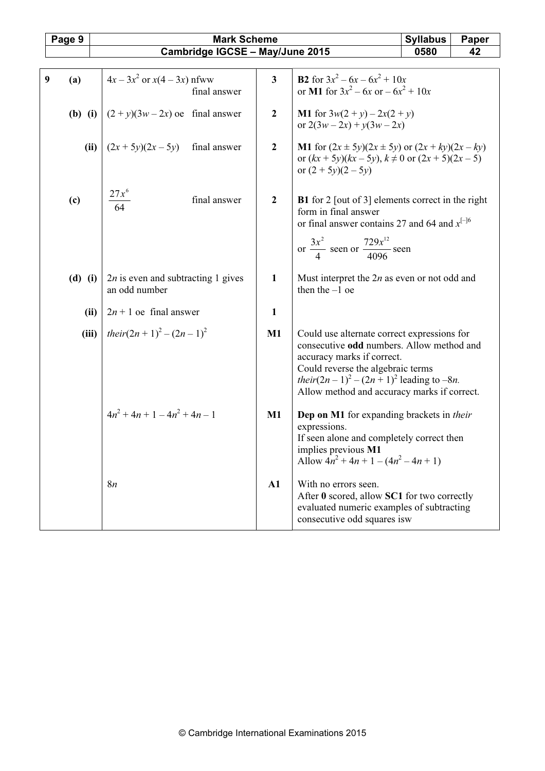| | | | Mark | Part Marks |
|---|---|---|---|---|
| 9 | (a) | $4x - 3x^2$ or $x(4 - 3x)$ nfww final answer | 3 | **B2** for $3x^2 - 6x - 6x^2 + 10x$ or **M1** for $3x^2 - 6x$ or $- 6x^2 + 10x$ |
| | (b) (i) | $(2 + y)(3w - 2x)$ oe final answer | 2 | **M1** for $3w(2 + y) - 2x(2 + y)$ or $2(3w - 2x) + y(3w - 2x)$ |
| | (ii) | $(2x + 5y)(2x - 5y)$ final answer | 2 | **M1** for $(2x \pm 5y)(2x \pm 5y)$ or $(2x + ky)(2x - ky)$ or $(kx + 5y)(kx - 5y)$, $k \neq 0$ or $(2x + 5)(2x - 5)$ or $(2 + 5y)(2 - 5y)$ |
| | (c) | $\frac{27x^6}{64}$ final answer | 2 | **B1** for 2 [out of 3] elements correct in the right form in final answer or final answer contains 27 and 64 and $x^{[-]6}$ or $\frac{3x^2}{4}$ seen or $\frac{729x^{12}}{4096}$ seen |
| | (d) (i) | $2n$ is even and subtracting 1 gives an odd number | 1 | Must interpret the $2n$ as even or not odd and then the $-1$ oe |
| | (ii) | $2n + 1$ oe final answer | 1 | |
| | (iii) | *their*$(2n + 1)^2 - (2n - 1)^2$ | M1 | Could use alternate correct expressions for consecutive **odd** numbers. Allow method and accuracy marks if correct. Could reverse the algebraic terms *their*$(2n - 1)^2 - (2n + 1)^2$ leading to $-8n$. Allow method and accuracy marks if correct. |
| | | $4n^2 + 4n + 1 - 4n^2 + 4n - 1$ | M1 | **Dep on M1** for expanding brackets in *their* expressions. If seen alone and completely correct then implies previous **M1** Allow $4n^2 + 4n + 1 - (4n^2 - 4n + 1)$ |
| | | $8n$ | A1 | With no errors seen. After **0** scored, allow **SC1** for two correctly evaluated numeric examples of subtracting consecutive odd squares isw |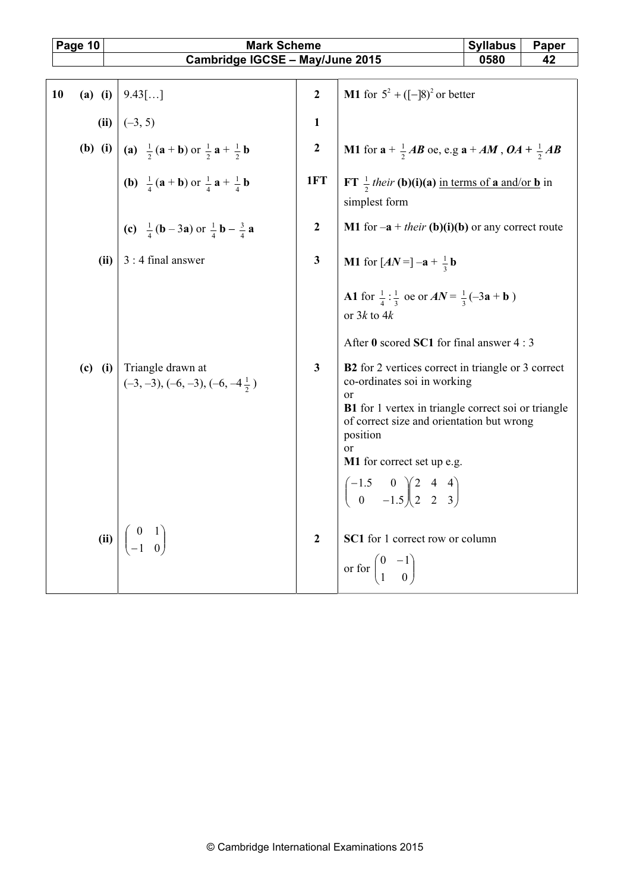| | | | | |
|---|---|---|---|---|
| 10 | (a) (i) | 9.43[…] | 2 | **M1** for $5^2 + ([-]8)^2$ or better |
| | (ii) | (–3, 5) | 1 | |
| | (b) (i) | **(a)** $\frac{1}{2}(\mathbf{a} + \mathbf{b})$ or $\frac{1}{2}\mathbf{a} + \frac{1}{2}\mathbf{b}$ | 2 | **M1** for $\mathbf{a} + \frac{1}{2}\boldsymbol{AB}$ oe, e.g $\mathbf{a} + \boldsymbol{AM}$ , $\boldsymbol{OA} + \frac{1}{2}\boldsymbol{AB}$ |
| | | **(b)** $\frac{1}{4}(\mathbf{a} + \mathbf{b})$ or $\frac{1}{4}\mathbf{a} + \frac{1}{4}\mathbf{b}$ | 1FT | **FT** $\frac{1}{2}$ *their* **(b)(i)(a)** in terms of **a** and/or **b** in simplest form |
| | | **(c)** $\frac{1}{4}(\mathbf{b} - 3\mathbf{a})$ or $\frac{1}{4}\mathbf{b} - \frac{3}{4}\mathbf{a}$ | 2 | **M1** for $-\mathbf{a}$ + *their* **(b)(i)(b)** or any correct route |
| | (ii) | 3 : 4 final answer | 3 | **M1** for $[\boldsymbol{AN} =] -\mathbf{a} + \frac{1}{3}\mathbf{b}$<br><br>**A1** for $\frac{1}{4} : \frac{1}{3}$ oe or $\boldsymbol{AN} = \frac{1}{3}(-3\mathbf{a} + \mathbf{b})$ or 3*k* to 4*k*<br><br>After **0** scored **SC1** for final answer 4 : 3 |
| | (c) (i) | Triangle drawn at (–3, –3), (–6, –3), $(-6, -4\frac{1}{2})$ | 3 | **B2** for 2 vertices correct in triangle or 3 correct co-ordinates soi in working<br>or<br>**B1** for 1 vertex in triangle correct soi or triangle of correct size and orientation but wrong position<br>or<br>**M1** for correct set up e.g.<br>$\begin{pmatrix} -1.5 & 0 \\ 0 & -1.5 \end{pmatrix}\begin{pmatrix} 2 & 4 & 4 \\ 2 & 2 & 3 \end{pmatrix}$ |
| | (ii) | $\begin{pmatrix} 0 & 1 \\ -1 & 0 \end{pmatrix}$ | 2 | **SC1** for 1 correct row or column<br>or for $\begin{pmatrix} 0 & -1 \\ 1 & 0 \end{pmatrix}$ |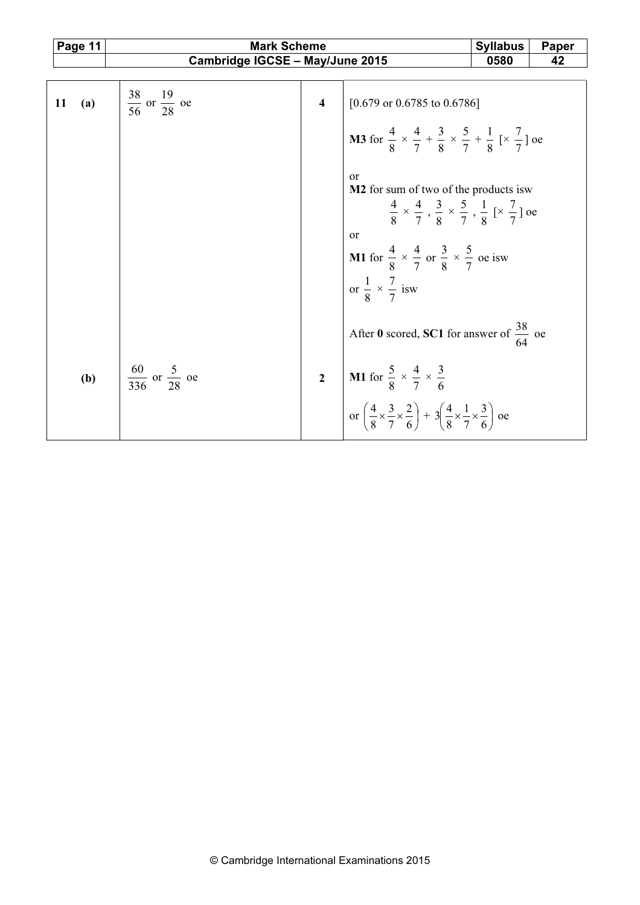| | | | | |
|---|---|---|---|---|
| 11 | (a) | $\frac{38}{56}$ or $\frac{19}{28}$ oe | 4 | [0.679 or 0.6785 to 0.6786]<br><br>**M3** for $\frac{4}{8} \times \frac{4}{7} + \frac{3}{8} \times \frac{5}{7} + \frac{1}{8}$ [$\times \frac{7}{7}$] oe<br><br>or<br>**M2** for sum of two of the products isw<br>$\frac{4}{8} \times \frac{4}{7}$, $\frac{3}{8} \times \frac{5}{7}$, $\frac{1}{8}$ [$\times \frac{7}{7}$] oe<br>or<br>**M1** for $\frac{4}{8} \times \frac{4}{7}$ or $\frac{3}{8} \times \frac{5}{7}$ oe isw<br>or $\frac{1}{8} \times \frac{7}{7}$ isw<br><br>After **0** scored, **SC1** for answer of $\frac{38}{64}$ oe |
| | (b) | $\frac{60}{336}$ or $\frac{5}{28}$ oe | 2 | **M1** for $\frac{5}{8} \times \frac{4}{7} \times \frac{3}{6}$<br>or $\left(\frac{4}{8} \times \frac{3}{7} \times \frac{2}{6}\right) + 3\left(\frac{4}{8} \times \frac{1}{7} \times \frac{3}{6}\right)$ oe |

© Cambridge International Examinations 2015